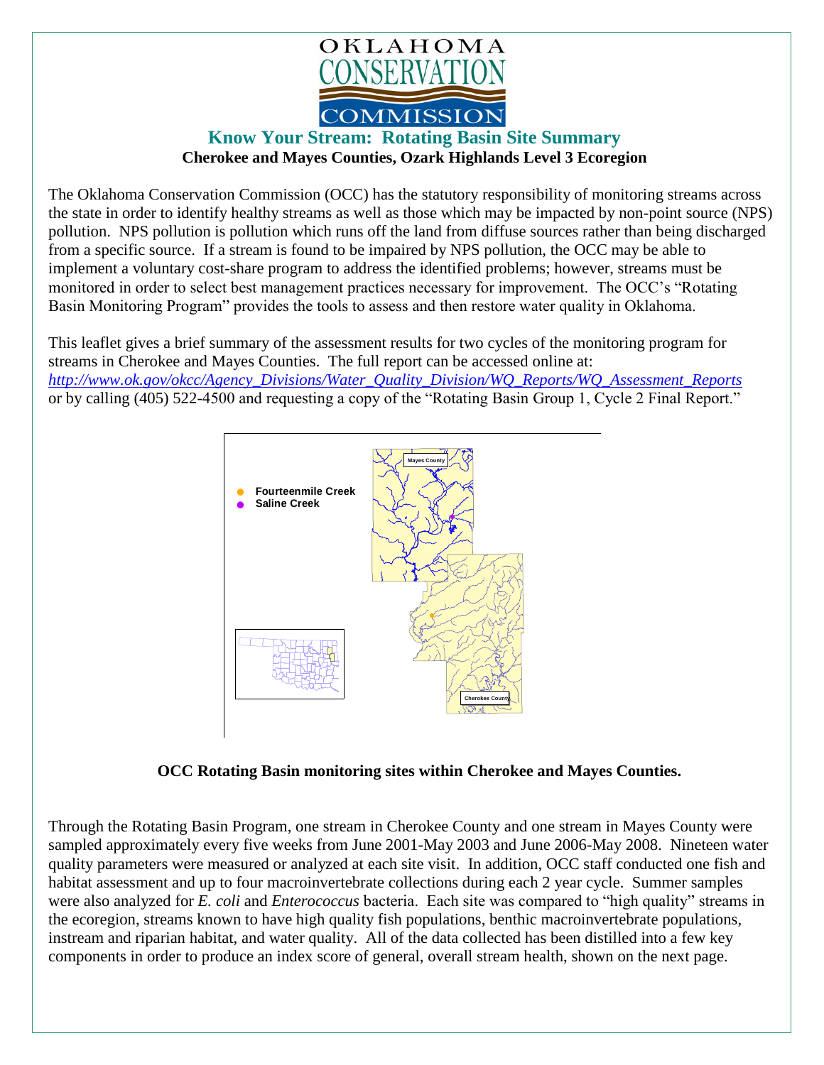OKLAHOMA CONSERVATION COMMISSION

# Know Your Stream: Rotating Basin Site Summary

**Cherokee and Mayes Counties, Ozark Highlands Level 3 Ecoregion**

The Oklahoma Conservation Commission (OCC) has the statutory responsibility of monitoring streams across the state in order to identify healthy streams as well as those which may be impacted by non-point source (NPS) pollution. NPS pollution is pollution which runs off the land from diffuse sources rather than being discharged from a specific source. If a stream is found to be impaired by NPS pollution, the OCC may be able to implement a voluntary cost-share program to address the identified problems; however, streams must be monitored in order to select best management practices necessary for improvement. The OCC's "Rotating Basin Monitoring Program" provides the tools to assess and then restore water quality in Oklahoma.

This leaflet gives a brief summary of the assessment results for two cycles of the monitoring program for streams in Cherokee and Mayes Counties. The full report can be accessed online at: *http://www.ok.gov/okcc/Agency_Divisions/Water_Quality_Division/WQ_Reports/WQ_Assessment_Reports* or by calling (405) 522-4500 and requesting a copy of the "Rotating Basin Group 1, Cycle 2 Final Report."

Fourteenmile Creek
Saline Creek

Mayes County

Cherokee County

**OCC Rotating Basin monitoring sites within Cherokee and Mayes Counties.**

Through the Rotating Basin Program, one stream in Cherokee County and one stream in Mayes County were sampled approximately every five weeks from June 2001-May 2003 and June 2006-May 2008. Nineteen water quality parameters were measured or analyzed at each site visit. In addition, OCC staff conducted one fish and habitat assessment and up to four macroinvertebrate collections during each 2 year cycle. Summer samples were also analyzed for *E. coli* and *Enterococcus* bacteria. Each site was compared to "high quality" streams in the ecoregion, streams known to have high quality fish populations, benthic macroinvertebrate populations, instream and riparian habitat, and water quality. All of the data collected has been distilled into a few key components in order to produce an index score of general, overall stream health, shown on the next page.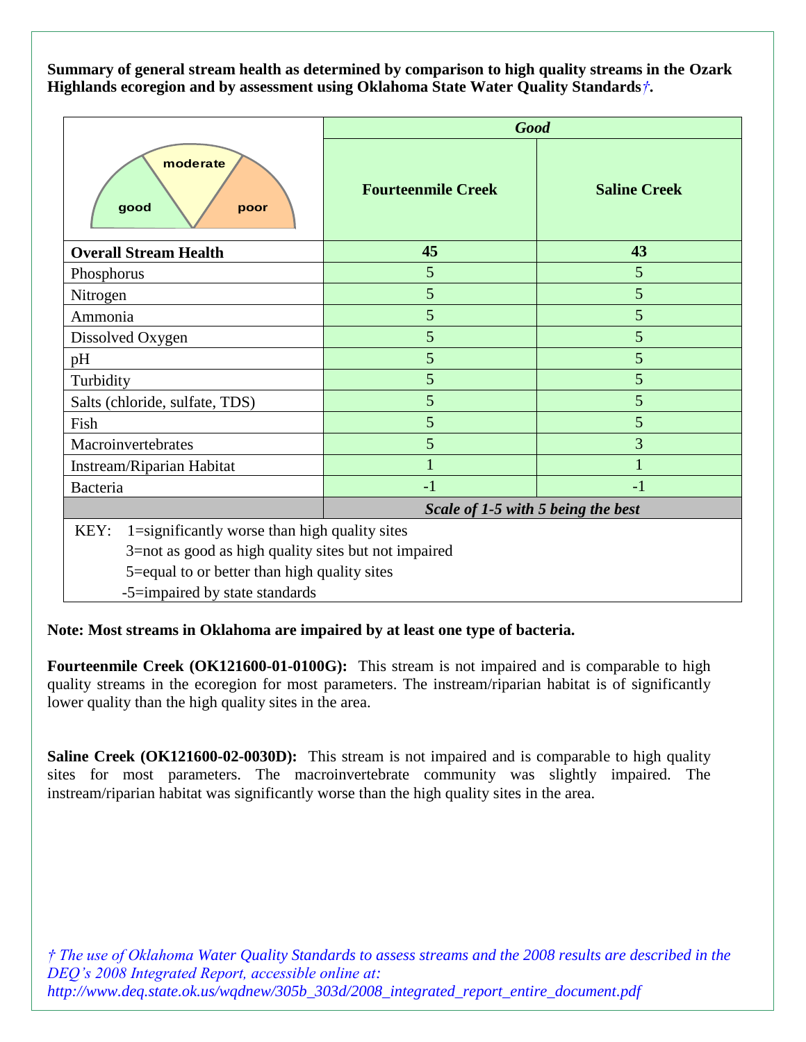**Summary of general stream health as determined by comparison to high quality streams in the Ozark Highlands ecoregion and by assessment using Oklahoma State Water Quality Standards†.**

| good / moderate / poor | *Good* | |
|---|---|---|
| | **Fourteenmile Creek** | **Saline Creek** |
| **Overall Stream Health** | **45** | **43** |
| Phosphorus | 5 | 5 |
| Nitrogen | 5 | 5 |
| Ammonia | 5 | 5 |
| Dissolved Oxygen | 5 | 5 |
| pH | 5 | 5 |
| Turbidity | 5 | 5 |
| Salts (chloride, sulfate, TDS) | 5 | 5 |
| Fish | 5 | 5 |
| Macroinvertebrates | 5 | 3 |
| Instream/Riparian Habitat | 1 | 1 |
| Bacteria | -1 | -1 |
| | ***Scale of 1-5 with 5 being the best*** | |

KEY:
- 1=significantly worse than high quality sites
- 3=not as good as high quality sites but not impaired
- 5=equal to or better than high quality sites
- -5=impaired by state standards

**Note: Most streams in Oklahoma are impaired by at least one type of bacteria.**

**Fourteenmile Creek (OK121600-01-0100G):** This stream is not impaired and is comparable to high quality streams in the ecoregion for most parameters. The instream/riparian habitat is of significantly lower quality than the high quality sites in the area.

**Saline Creek (OK121600-02-0030D):** This stream is not impaired and is comparable to high quality sites for most parameters. The macroinvertebrate community was slightly impaired. The instream/riparian habitat was significantly worse than the high quality sites in the area.

*† The use of Oklahoma Water Quality Standards to assess streams and the 2008 results are described in the DEQ's 2008 Integrated Report, accessible online at: http://www.deq.state.ok.us/wqdnew/305b_303d/2008_integrated_report_entire_document.pdf*